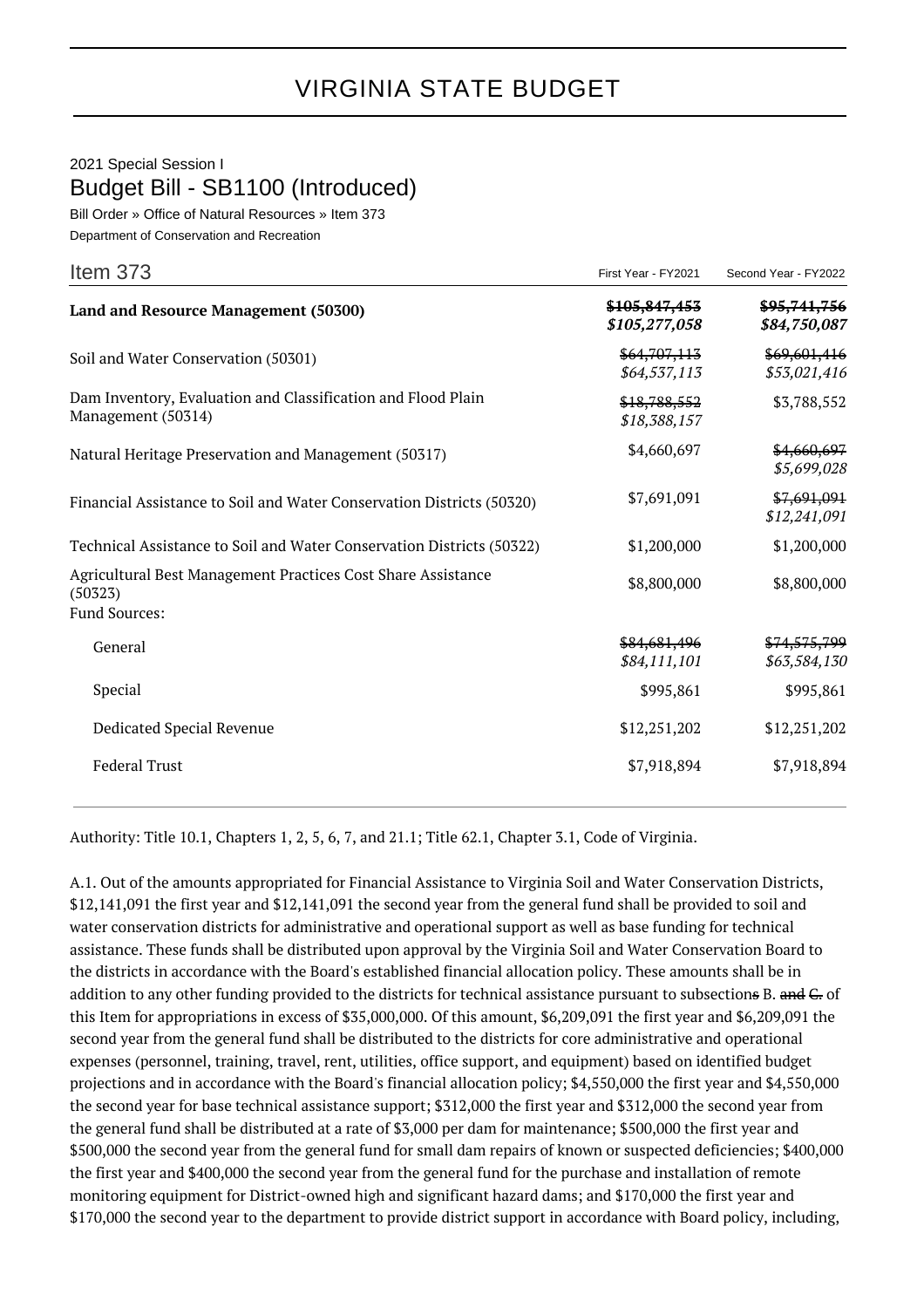# VIRGINIA STATE BUDGET

2021 Special Session I

## Budget Bill - SB1100 (Introduced)

Bill Order » Office of Natural Resources » Item 373

Department of Conservation and Recreation

| Item 373 | First Year - FY2021 | Second Year - FY2022 |
|---|---|---|
| **Land and Resource Management (50300)** | **~~$105,847,453~~** ***$105,277,058*** | **~~$95,741,756~~** ***$84,750,087*** |
| Soil and Water Conservation (50301) | ~~$64,707,113~~ *$64,537,113* | ~~$69,601,416~~ *$53,021,416* |
| Dam Inventory, Evaluation and Classification and Flood Plain Management (50314) | ~~$18,788,552~~ *$18,388,157* | $3,788,552 |
| Natural Heritage Preservation and Management (50317) | $4,660,697 | ~~$4,660,697~~ *$5,699,028* |
| Financial Assistance to Soil and Water Conservation Districts (50320) | $7,691,091 | ~~$7,691,091~~ *$12,241,091* |
| Technical Assistance to Soil and Water Conservation Districts (50322) | $1,200,000 | $1,200,000 |
| Agricultural Best Management Practices Cost Share Assistance (50323) | $8,800,000 | $8,800,000 |
| Fund Sources: | | |
| General | ~~$84,681,496~~ *$84,111,101* | ~~$74,575,799~~ *$63,584,130* |
| Special | $995,861 | $995,861 |
| Dedicated Special Revenue | $12,251,202 | $12,251,202 |
| Federal Trust | $7,918,894 | $7,918,894 |

Authority: Title 10.1, Chapters 1, 2, 5, 6, 7, and 21.1; Title 62.1, Chapter 3.1, Code of Virginia.

A.1. Out of the amounts appropriated for Financial Assistance to Virginia Soil and Water Conservation Districts, $12,141,091 the first year and $12,141,091 the second year from the general fund shall be provided to soil and water conservation districts for administrative and operational support as well as base funding for technical assistance. These funds shall be distributed upon approval by the Virginia Soil and Water Conservation Board to the districts in accordance with the Board's established financial allocation policy. These amounts shall be in addition to any other funding provided to the districts for technical assistance pursuant to subsection~~s~~ B. ~~and C.~~ of this Item for appropriations in excess of $35,000,000. Of this amount, $6,209,091 the first year and $6,209,091 the second year from the general fund shall be distributed to the districts for core administrative and operational expenses (personnel, training, travel, rent, utilities, office support, and equipment) based on identified budget projections and in accordance with the Board's financial allocation policy; $4,550,000 the first year and $4,550,000 the second year for base technical assistance support; $312,000 the first year and $312,000 the second year from the general fund shall be distributed at a rate of $3,000 per dam for maintenance; $500,000 the first year and $500,000 the second year from the general fund for small dam repairs of known or suspected deficiencies; $400,000 the first year and $400,000 the second year from the general fund for the purchase and installation of remote monitoring equipment for District-owned high and significant hazard dams; and $170,000 the first year and $170,000 the second year to the department to provide district support in accordance with Board policy, including,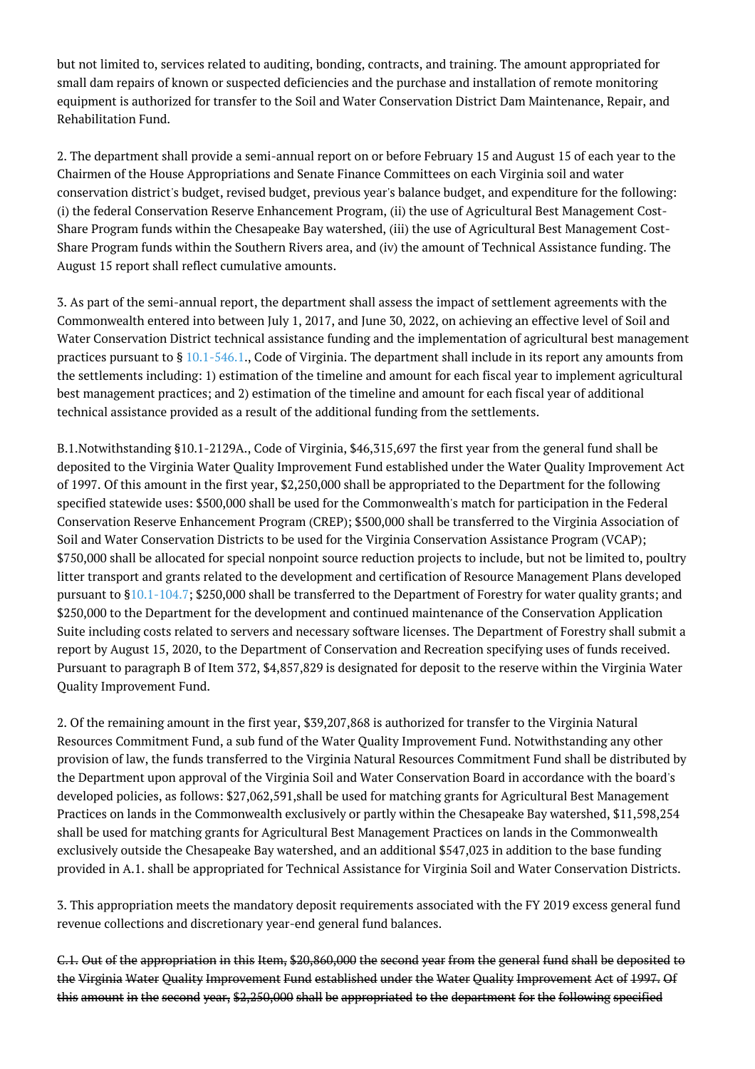but not limited to, services related to auditing, bonding, contracts, and training. The amount appropriated for small dam repairs of known or suspected deficiencies and the purchase and installation of remote monitoring equipment is authorized for transfer to the Soil and Water Conservation District Dam Maintenance, Repair, and Rehabilitation Fund.

2. The department shall provide a semi-annual report on or before February 15 and August 15 of each year to the Chairmen of the House Appropriations and Senate Finance Committees on each Virginia soil and water conservation district's budget, revised budget, previous year's balance budget, and expenditure for the following: (i) the federal Conservation Reserve Enhancement Program, (ii) the use of Agricultural Best Management Cost-Share Program funds within the Chesapeake Bay watershed, (iii) the use of Agricultural Best Management Cost-Share Program funds within the Southern Rivers area, and (iv) the amount of Technical Assistance funding. The August 15 report shall reflect cumulative amounts.

3. As part of the semi-annual report, the department shall assess the impact of settlement agreements with the Commonwealth entered into between July 1, 2017, and June 30, 2022, on achieving an effective level of Soil and Water Conservation District technical assistance funding and the implementation of agricultural best management practices pursuant to § 10.1-546.1., Code of Virginia. The department shall include in its report any amounts from the settlements including: 1) estimation of the timeline and amount for each fiscal year to implement agricultural best management practices; and 2) estimation of the timeline and amount for each fiscal year of additional technical assistance provided as a result of the additional funding from the settlements.

B.1.Notwithstanding §10.1-2129A., Code of Virginia, $46,315,697 the first year from the general fund shall be deposited to the Virginia Water Quality Improvement Fund established under the Water Quality Improvement Act of 1997. Of this amount in the first year, $2,250,000 shall be appropriated to the Department for the following specified statewide uses: $500,000 shall be used for the Commonwealth's match for participation in the Federal Conservation Reserve Enhancement Program (CREP); $500,000 shall be transferred to the Virginia Association of Soil and Water Conservation Districts to be used for the Virginia Conservation Assistance Program (VCAP); $750,000 shall be allocated for special nonpoint source reduction projects to include, but not be limited to, poultry litter transport and grants related to the development and certification of Resource Management Plans developed pursuant to §10.1-104.7; $250,000 shall be transferred to the Department of Forestry for water quality grants; and $250,000 to the Department for the development and continued maintenance of the Conservation Application Suite including costs related to servers and necessary software licenses. The Department of Forestry shall submit a report by August 15, 2020, to the Department of Conservation and Recreation specifying uses of funds received. Pursuant to paragraph B of Item 372, $4,857,829 is designated for deposit to the reserve within the Virginia Water Quality Improvement Fund.

2. Of the remaining amount in the first year, $39,207,868 is authorized for transfer to the Virginia Natural Resources Commitment Fund, a sub fund of the Water Quality Improvement Fund. Notwithstanding any other provision of law, the funds transferred to the Virginia Natural Resources Commitment Fund shall be distributed by the Department upon approval of the Virginia Soil and Water Conservation Board in accordance with the board's developed policies, as follows: $27,062,591,shall be used for matching grants for Agricultural Best Management Practices on lands in the Commonwealth exclusively or partly within the Chesapeake Bay watershed, $11,598,254 shall be used for matching grants for Agricultural Best Management Practices on lands in the Commonwealth exclusively outside the Chesapeake Bay watershed, and an additional $547,023 in addition to the base funding provided in A.1. shall be appropriated for Technical Assistance for Virginia Soil and Water Conservation Districts.

3. This appropriation meets the mandatory deposit requirements associated with the FY 2019 excess general fund revenue collections and discretionary year-end general fund balances.

~~C.1. Out of the appropriation in this Item, $20,860,000 the second year from the general fund shall be deposited to the Virginia Water Quality Improvement Fund established under the Water Quality Improvement Act of 1997. Of this amount in the second year, $2,250,000 shall be appropriated to the department for the following specified~~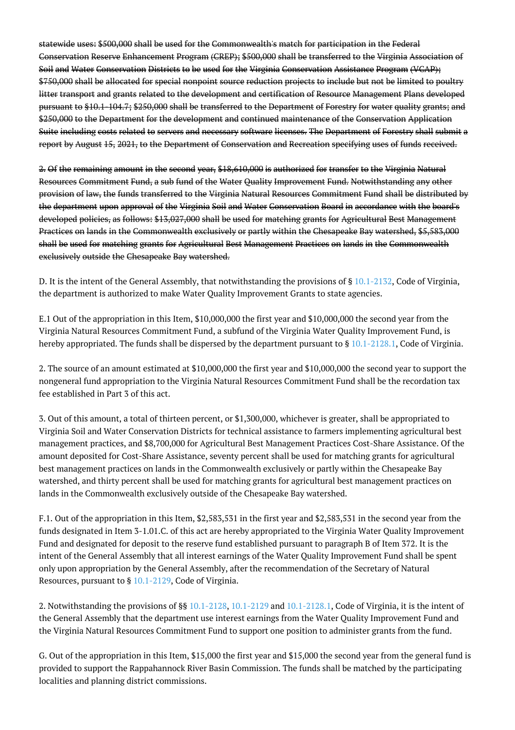~~statewide uses: $500,000 shall be used for the Commonwealth's match for participation in the Federal Conservation Reserve Enhancement Program (CREP); $500,000 shall be transferred to the Virginia Association of Soil and Water Conservation Districts to be used for the Virginia Conservation Assistance Program (VCAP); $750,000 shall be allocated for special nonpoint source reduction projects to include but not be limited to poultry litter transport and grants related to the development and certification of Resource Management Plans developed pursuant to §10.1-104.7; $250,000 shall be transferred to the Department of Forestry for water quality grants; and $250,000 to the Department for the development and continued maintenance of the Conservation Application Suite including costs related to servers and necessary software licenses. The Department of Forestry shall submit a report by August 15, 2021, to the Department of Conservation and Recreation specifying uses of funds received.~~

~~2. Of the remaining amount in the second year, $18,610,000 is authorized for transfer to the Virginia Natural Resources Commitment Fund, a sub fund of the Water Quality Improvement Fund. Notwithstanding any other provision of law, the funds transferred to the Virginia Natural Resources Commitment Fund shall be distributed by the department upon approval of the Virginia Soil and Water Conservation Board in accordance with the board's developed policies, as follows: $13,027,000 shall be used for matching grants for Agricultural Best Management Practices on lands in the Commonwealth exclusively or partly within the Chesapeake Bay watershed, $5,583,000 shall be used for matching grants for Agricultural Best Management Practices on lands in the Commonwealth exclusively outside the Chesapeake Bay watershed.~~

D. It is the intent of the General Assembly, that notwithstanding the provisions of § 10.1-2132, Code of Virginia, the department is authorized to make Water Quality Improvement Grants to state agencies.

E.1 Out of the appropriation in this Item, $10,000,000 the first year and $10,000,000 the second year from the Virginia Natural Resources Commitment Fund, a subfund of the Virginia Water Quality Improvement Fund, is hereby appropriated. The funds shall be dispersed by the department pursuant to § 10.1-2128.1, Code of Virginia.

2. The source of an amount estimated at $10,000,000 the first year and $10,000,000 the second year to support the nongeneral fund appropriation to the Virginia Natural Resources Commitment Fund shall be the recordation tax fee established in Part 3 of this act.

3. Out of this amount, a total of thirteen percent, or $1,300,000, whichever is greater, shall be appropriated to Virginia Soil and Water Conservation Districts for technical assistance to farmers implementing agricultural best management practices, and $8,700,000 for Agricultural Best Management Practices Cost-Share Assistance. Of the amount deposited for Cost-Share Assistance, seventy percent shall be used for matching grants for agricultural best management practices on lands in the Commonwealth exclusively or partly within the Chesapeake Bay watershed, and thirty percent shall be used for matching grants for agricultural best management practices on lands in the Commonwealth exclusively outside of the Chesapeake Bay watershed.

F.1. Out of the appropriation in this Item, $2,583,531 in the first year and $2,583,531 in the second year from the funds designated in Item 3-1.01.C. of this act are hereby appropriated to the Virginia Water Quality Improvement Fund and designated for deposit to the reserve fund established pursuant to paragraph B of Item 372. It is the intent of the General Assembly that all interest earnings of the Water Quality Improvement Fund shall be spent only upon appropriation by the General Assembly, after the recommendation of the Secretary of Natural Resources, pursuant to § 10.1-2129, Code of Virginia.

2. Notwithstanding the provisions of §§ 10.1-2128, 10.1-2129 and 10.1-2128.1, Code of Virginia, it is the intent of the General Assembly that the department use interest earnings from the Water Quality Improvement Fund and the Virginia Natural Resources Commitment Fund to support one position to administer grants from the fund.

G. Out of the appropriation in this Item, $15,000 the first year and $15,000 the second year from the general fund is provided to support the Rappahannock River Basin Commission. The funds shall be matched by the participating localities and planning district commissions.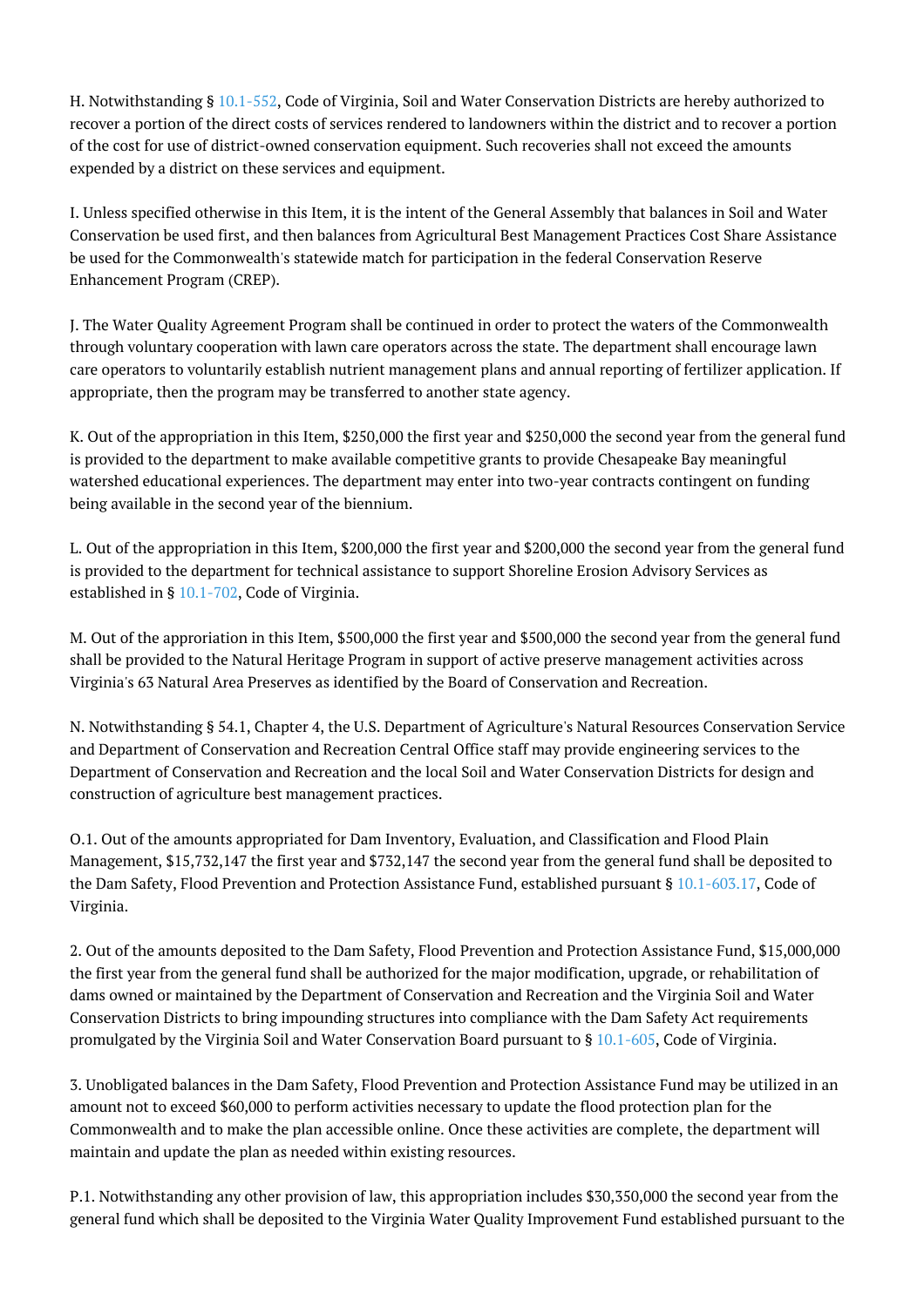H. Notwithstanding § 10.1-552, Code of Virginia, Soil and Water Conservation Districts are hereby authorized to recover a portion of the direct costs of services rendered to landowners within the district and to recover a portion of the cost for use of district-owned conservation equipment. Such recoveries shall not exceed the amounts expended by a district on these services and equipment.

I. Unless specified otherwise in this Item, it is the intent of the General Assembly that balances in Soil and Water Conservation be used first, and then balances from Agricultural Best Management Practices Cost Share Assistance be used for the Commonwealth's statewide match for participation in the federal Conservation Reserve Enhancement Program (CREP).

J. The Water Quality Agreement Program shall be continued in order to protect the waters of the Commonwealth through voluntary cooperation with lawn care operators across the state. The department shall encourage lawn care operators to voluntarily establish nutrient management plans and annual reporting of fertilizer application. If appropriate, then the program may be transferred to another state agency.

K. Out of the appropriation in this Item, $250,000 the first year and $250,000 the second year from the general fund is provided to the department to make available competitive grants to provide Chesapeake Bay meaningful watershed educational experiences. The department may enter into two-year contracts contingent on funding being available in the second year of the biennium.

L. Out of the appropriation in this Item, $200,000 the first year and $200,000 the second year from the general fund is provided to the department for technical assistance to support Shoreline Erosion Advisory Services as established in § 10.1-702, Code of Virginia.

M. Out of the approriation in this Item, $500,000 the first year and $500,000 the second year from the general fund shall be provided to the Natural Heritage Program in support of active preserve management activities across Virginia's 63 Natural Area Preserves as identified by the Board of Conservation and Recreation.

N. Notwithstanding § 54.1, Chapter 4, the U.S. Department of Agriculture's Natural Resources Conservation Service and Department of Conservation and Recreation Central Office staff may provide engineering services to the Department of Conservation and Recreation and the local Soil and Water Conservation Districts for design and construction of agriculture best management practices.

O.1. Out of the amounts appropriated for Dam Inventory, Evaluation, and Classification and Flood Plain Management, $15,732,147 the first year and $732,147 the second year from the general fund shall be deposited to the Dam Safety, Flood Prevention and Protection Assistance Fund, established pursuant § 10.1-603.17, Code of Virginia.

2. Out of the amounts deposited to the Dam Safety, Flood Prevention and Protection Assistance Fund, $15,000,000 the first year from the general fund shall be authorized for the major modification, upgrade, or rehabilitation of dams owned or maintained by the Department of Conservation and Recreation and the Virginia Soil and Water Conservation Districts to bring impounding structures into compliance with the Dam Safety Act requirements promulgated by the Virginia Soil and Water Conservation Board pursuant to § 10.1-605, Code of Virginia.

3. Unobligated balances in the Dam Safety, Flood Prevention and Protection Assistance Fund may be utilized in an amount not to exceed $60,000 to perform activities necessary to update the flood protection plan for the Commonwealth and to make the plan accessible online. Once these activities are complete, the department will maintain and update the plan as needed within existing resources.

P.1. Notwithstanding any other provision of law, this appropriation includes $30,350,000 the second year from the general fund which shall be deposited to the Virginia Water Quality Improvement Fund established pursuant to the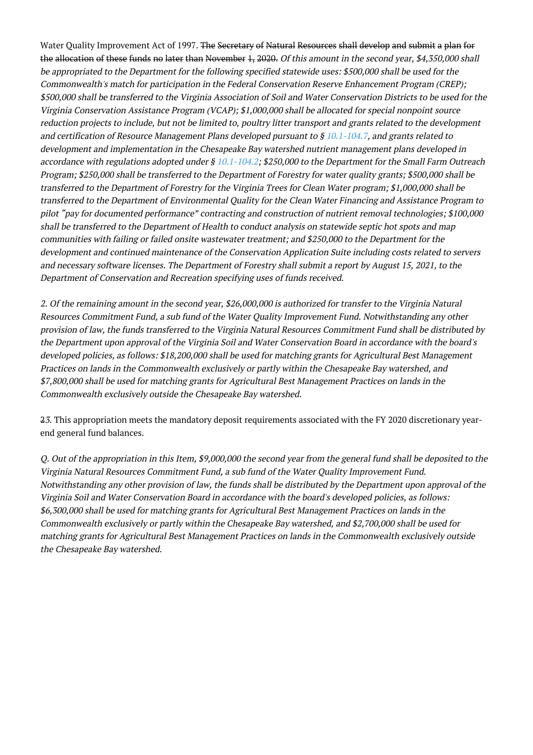Water Quality Improvement Act of 1997. ~~The Secretary of Natural Resources shall develop and submit a plan for the allocation of these funds no later than November 1, 2020.~~ *Of this amount in the second year, $4,350,000 shall be appropriated to the Department for the following specified statewide uses: $500,000 shall be used for the Commonwealth's match for participation in the Federal Conservation Reserve Enhancement Program (CREP); $500,000 shall be transferred to the Virginia Association of Soil and Water Conservation Districts to be used for the Virginia Conservation Assistance Program (VCAP); $1,000,000 shall be allocated for special nonpoint source reduction projects to include, but not be limited to, poultry litter transport and grants related to the development and certification of Resource Management Plans developed pursuant to § 10.1-104.7, and grants related to development and implementation in the Chesapeake Bay watershed nutrient management plans developed in accordance with regulations adopted under § 10.1-104.2; $250,000 to the Department for the Small Farm Outreach Program; $250,000 shall be transferred to the Department of Forestry for water quality grants; $500,000 shall be transferred to the Department of Forestry for the Virginia Trees for Clean Water program; $1,000,000 shall be transferred to the Department of Environmental Quality for the Clean Water Financing and Assistance Program to pilot "pay for documented performance" contracting and construction of nutrient removal technologies; $100,000 shall be transferred to the Department of Health to conduct analysis on statewide septic hot spots and map communities with failing or failed onsite wastewater treatment; and $250,000 to the Department for the development and continued maintenance of the Conservation Application Suite including costs related to servers and necessary software licenses. The Department of Forestry shall submit a report by August 15, 2021, to the Department of Conservation and Recreation specifying uses of funds received.*

*2. Of the remaining amount in the second year, $26,000,000 is authorized for transfer to the Virginia Natural Resources Commitment Fund, a sub fund of the Water Quality Improvement Fund. Notwithstanding any other provision of law, the funds transferred to the Virginia Natural Resources Commitment Fund shall be distributed by the Department upon approval of the Virginia Soil and Water Conservation Board in accordance with the board's developed policies, as follows: $18,200,000 shall be used for matching grants for Agricultural Best Management Practices on lands in the Commonwealth exclusively or partly within the Chesapeake Bay watershed, and $7,800,000 shall be used for matching grants for Agricultural Best Management Practices on lands in the Commonwealth exclusively outside the Chesapeake Bay watershed.*

~~2~~*3*. This appropriation meets the mandatory deposit requirements associated with the FY 2020 discretionary year-end general fund balances.

*Q. Out of the appropriation in this Item, $9,000,000 the second year from the general fund shall be deposited to the Virginia Natural Resources Commitment Fund, a sub fund of the Water Quality Improvement Fund. Notwithstanding any other provision of law, the funds shall be distributed by the Department upon approval of the Virginia Soil and Water Conservation Board in accordance with the board's developed policies, as follows: $6,300,000 shall be used for matching grants for Agricultural Best Management Practices on lands in the Commonwealth exclusively or partly within the Chesapeake Bay watershed, and $2,700,000 shall be used for matching grants for Agricultural Best Management Practices on lands in the Commonwealth exclusively outside the Chesapeake Bay watershed.*